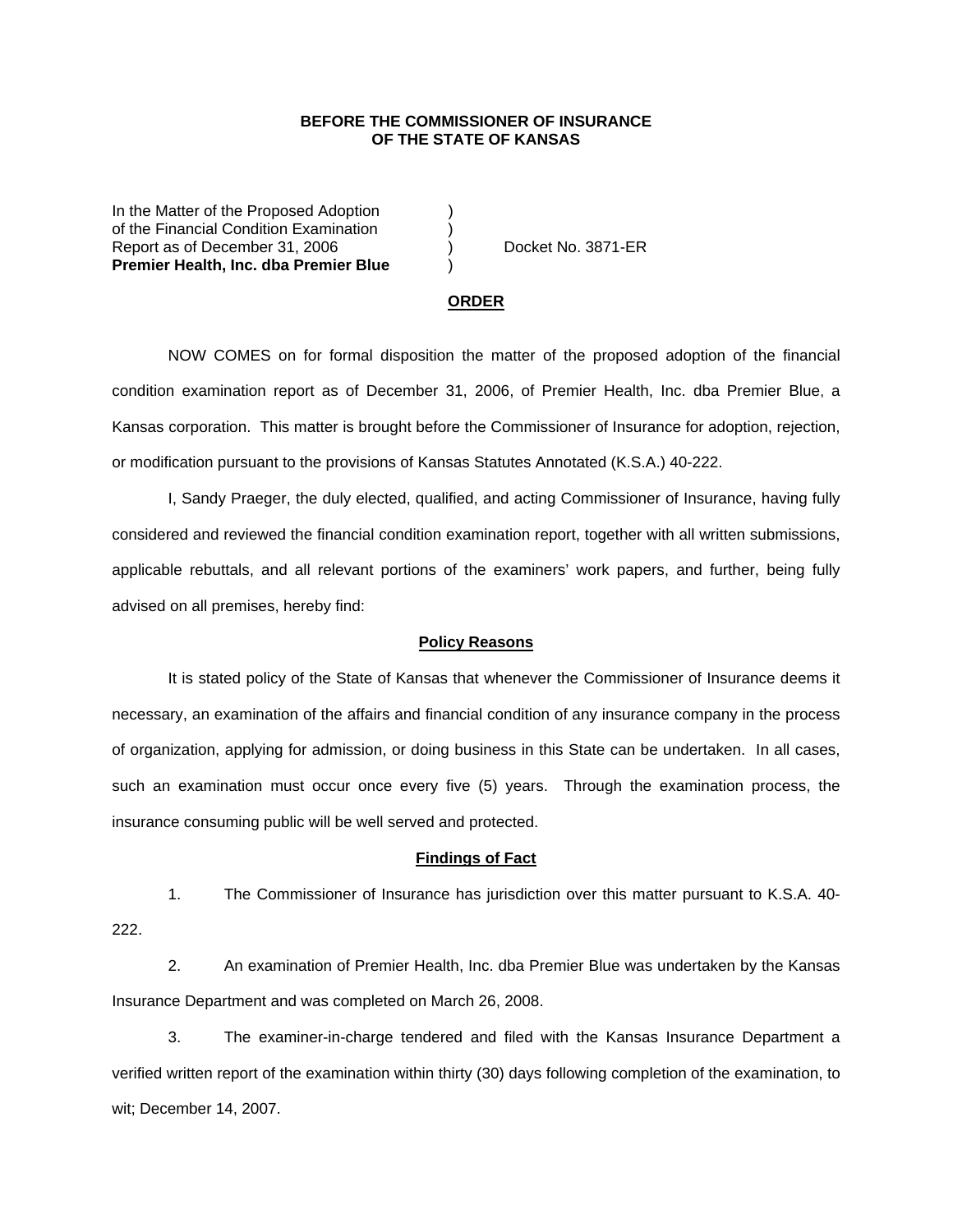**BEFORE THE COMMISSIONER OF INSURANCE**
**OF THE STATE OF KANSAS**

In the Matter of the Proposed Adoption )
of the Financial Condition Examination )
Report as of December 31, 2006 ) Docket No. 3871-ER
**Premier Health, Inc. dba Premier Blue** )

## ORDER

NOW COMES on for formal disposition the matter of the proposed adoption of the financial condition examination report as of December 31, 2006, of Premier Health, Inc. dba Premier Blue, a Kansas corporation. This matter is brought before the Commissioner of Insurance for adoption, rejection, or modification pursuant to the provisions of Kansas Statutes Annotated (K.S.A.) 40-222.

I, Sandy Praeger, the duly elected, qualified, and acting Commissioner of Insurance, having fully considered and reviewed the financial condition examination report, together with all written submissions, applicable rebuttals, and all relevant portions of the examiners' work papers, and further, being fully advised on all premises, hereby find:

## Policy Reasons

It is stated policy of the State of Kansas that whenever the Commissioner of Insurance deems it necessary, an examination of the affairs and financial condition of any insurance company in the process of organization, applying for admission, or doing business in this State can be undertaken. In all cases, such an examination must occur once every five (5) years. Through the examination process, the insurance consuming public will be well served and protected.

## Findings of Fact

1. The Commissioner of Insurance has jurisdiction over this matter pursuant to K.S.A. 40-222.

2. An examination of Premier Health, Inc. dba Premier Blue was undertaken by the Kansas Insurance Department and was completed on March 26, 2008.

3. The examiner-in-charge tendered and filed with the Kansas Insurance Department a verified written report of the examination within thirty (30) days following completion of the examination, to wit; December 14, 2007.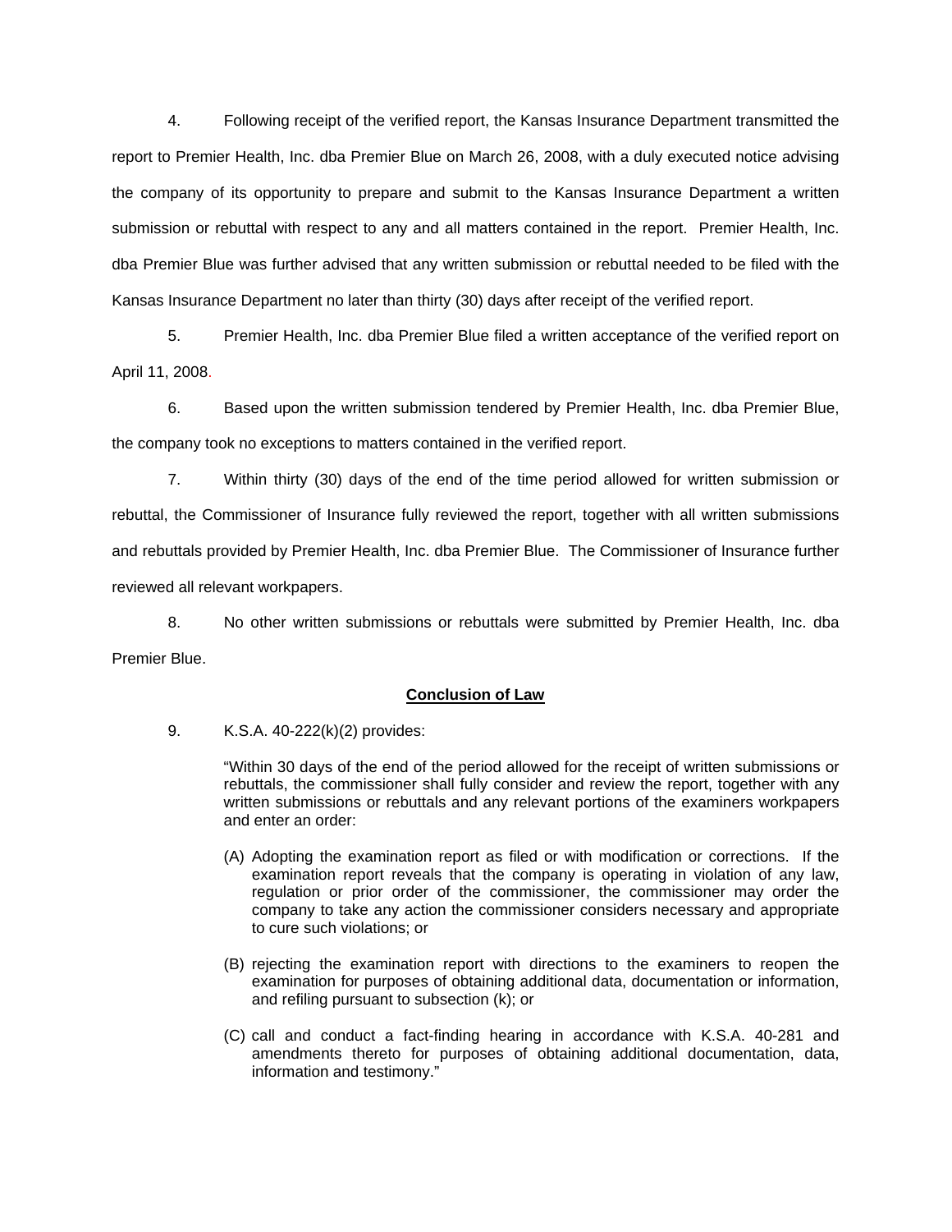4. Following receipt of the verified report, the Kansas Insurance Department transmitted the report to Premier Health, Inc. dba Premier Blue on March 26, 2008, with a duly executed notice advising the company of its opportunity to prepare and submit to the Kansas Insurance Department a written submission or rebuttal with respect to any and all matters contained in the report. Premier Health, Inc. dba Premier Blue was further advised that any written submission or rebuttal needed to be filed with the Kansas Insurance Department no later than thirty (30) days after receipt of the verified report.

5. Premier Health, Inc. dba Premier Blue filed a written acceptance of the verified report on April 11, 2008.

6. Based upon the written submission tendered by Premier Health, Inc. dba Premier Blue, the company took no exceptions to matters contained in the verified report.

7. Within thirty (30) days of the end of the time period allowed for written submission or rebuttal, the Commissioner of Insurance fully reviewed the report, together with all written submissions and rebuttals provided by Premier Health, Inc. dba Premier Blue. The Commissioner of Insurance further reviewed all relevant workpapers.

8. No other written submissions or rebuttals were submitted by Premier Health, Inc. dba Premier Blue.

**Conclusion of Law**

9. K.S.A. 40-222(k)(2) provides:

> "Within 30 days of the end of the period allowed for the receipt of written submissions or rebuttals, the commissioner shall fully consider and review the report, together with any written submissions or rebuttals and any relevant portions of the examiners workpapers and enter an order:
>
> (A) Adopting the examination report as filed or with modification or corrections. If the examination report reveals that the company is operating in violation of any law, regulation or prior order of the commissioner, the commissioner may order the company to take any action the commissioner considers necessary and appropriate to cure such violations; or
>
> (B) rejecting the examination report with directions to the examiners to reopen the examination for purposes of obtaining additional data, documentation or information, and refiling pursuant to subsection (k); or
>
> (C) call and conduct a fact-finding hearing in accordance with K.S.A. 40-281 and amendments thereto for purposes of obtaining additional documentation, data, information and testimony."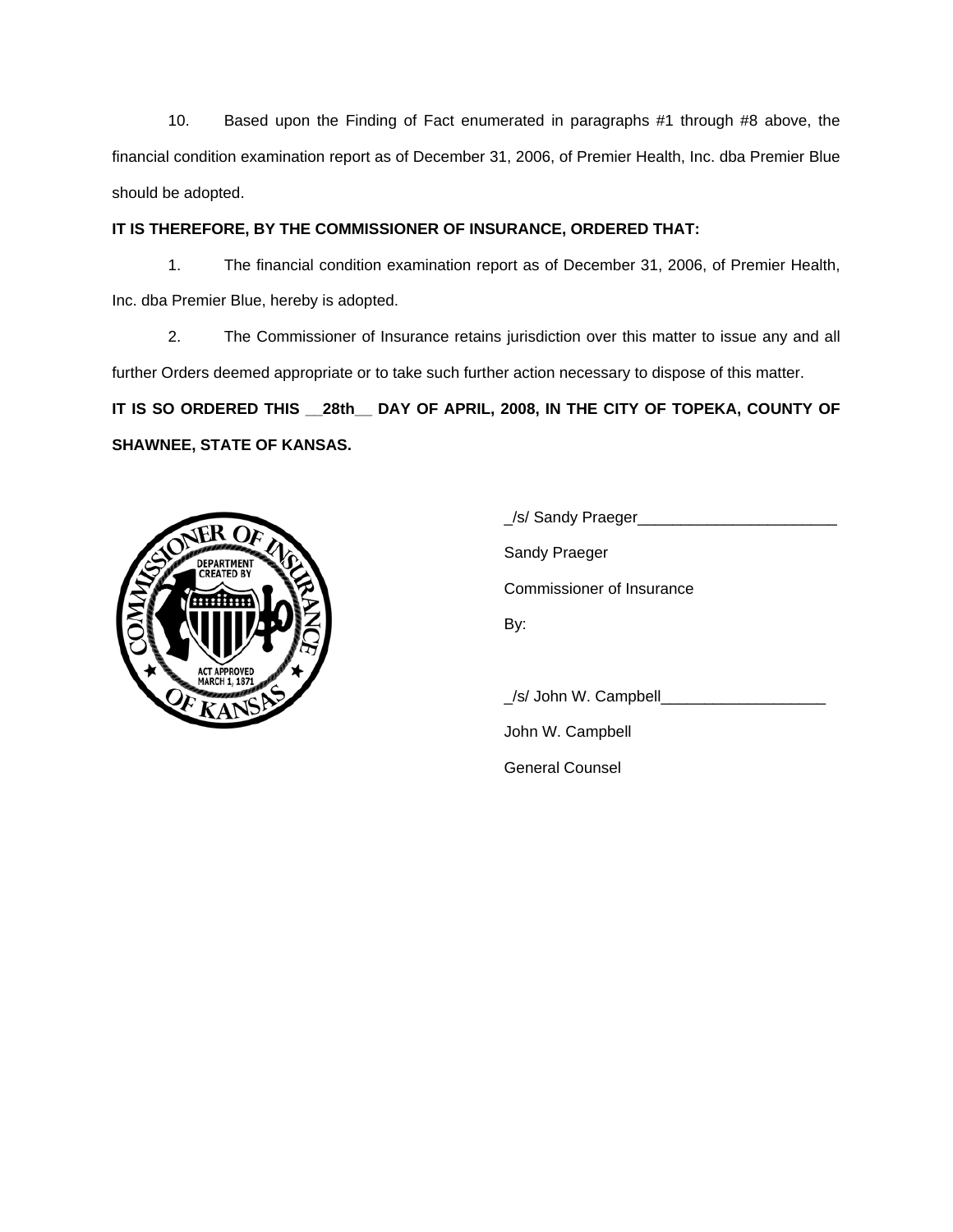10. Based upon the Finding of Fact enumerated in paragraphs #1 through #8 above, the financial condition examination report as of December 31, 2006, of Premier Health, Inc. dba Premier Blue should be adopted.

**IT IS THEREFORE, BY THE COMMISSIONER OF INSURANCE, ORDERED THAT:**

1. The financial condition examination report as of December 31, 2006, of Premier Health, Inc. dba Premier Blue, hereby is adopted.

2. The Commissioner of Insurance retains jurisdiction over this matter to issue any and all further Orders deemed appropriate or to take such further action necessary to dispose of this matter.

**IT IS SO ORDERED THIS __28th__ DAY OF APRIL, 2008, IN THE CITY OF TOPEKA, COUNTY OF SHAWNEE, STATE OF KANSAS.**

COMMISSIONER OF INSURANCE
DEPARTMENT CREATED BY
ACT APPROVED MARCH 1, 1871
OF KANSAS

_/s/ Sandy Praeger_______________________

Sandy Praeger

Commissioner of Insurance

By:

_/s/ John W. Campbell___________________

John W. Campbell

General Counsel